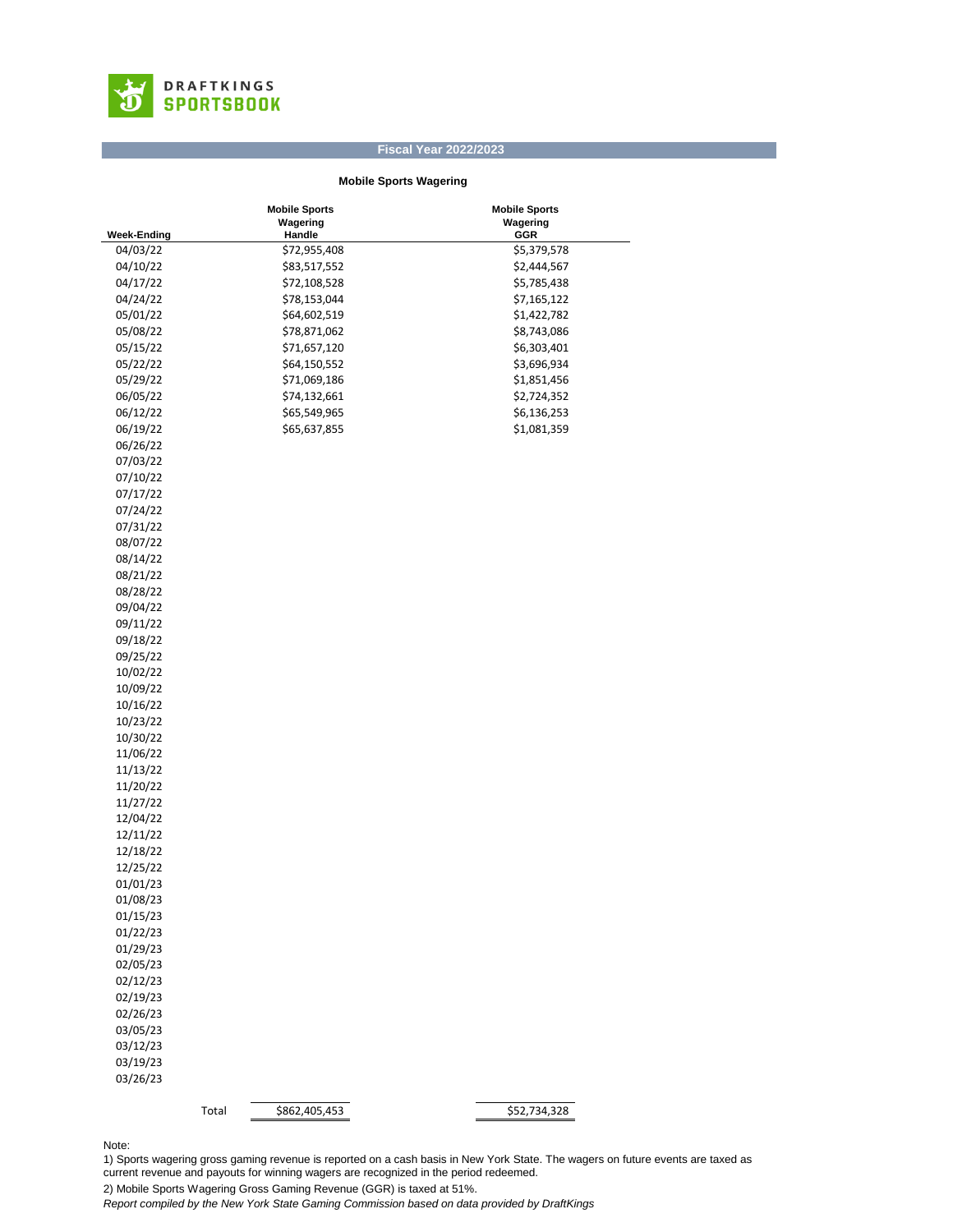DRAFTKINGS SPORTSBOOK

## Fiscal Year 2022/2023

### Mobile Sports Wagering

| Week-Ending | Mobile Sports Wagering Handle | Mobile Sports Wagering GGR |
|---|---|---|
| 04/03/22 | $72,955,408 | $5,379,578 |
| 04/10/22 | $83,517,552 | $2,444,567 |
| 04/17/22 | $72,108,528 | $5,785,438 |
| 04/24/22 | $78,153,044 | $7,165,122 |
| 05/01/22 | $64,602,519 | $1,422,782 |
| 05/08/22 | $78,871,062 | $8,743,086 |
| 05/15/22 | $71,657,120 | $6,303,401 |
| 05/22/22 | $64,150,552 | $3,696,934 |
| 05/29/22 | $71,069,186 | $1,851,456 |
| 06/05/22 | $74,132,661 | $2,724,352 |
| 06/12/22 | $65,549,965 | $6,136,253 |
| 06/19/22 | $65,637,855 | $1,081,359 |
| 06/26/22 | | |
| 07/03/22 | | |
| 07/10/22 | | |
| 07/17/22 | | |
| 07/24/22 | | |
| 07/31/22 | | |
| 08/07/22 | | |
| 08/14/22 | | |
| 08/21/22 | | |
| 08/28/22 | | |
| 09/04/22 | | |
| 09/11/22 | | |
| 09/18/22 | | |
| 09/25/22 | | |
| 10/02/22 | | |
| 10/09/22 | | |
| 10/16/22 | | |
| 10/23/22 | | |
| 10/30/22 | | |
| 11/06/22 | | |
| 11/13/22 | | |
| 11/20/22 | | |
| 11/27/22 | | |
| 12/04/22 | | |
| 12/11/22 | | |
| 12/18/22 | | |
| 12/25/22 | | |
| 01/01/23 | | |
| 01/08/23 | | |
| 01/15/23 | | |
| 01/22/23 | | |
| 01/29/23 | | |
| 02/05/23 | | |
| 02/12/23 | | |
| 02/19/23 | | |
| 02/26/23 | | |
| 03/05/23 | | |
| 03/12/23 | | |
| 03/19/23 | | |
| 03/26/23 | | |
| Total | $862,405,453 | $52,734,328 |

Note:

1) Sports wagering gross gaming revenue is reported on a cash basis in New York State. The wagers on future events are taxed as current revenue and payouts for winning wagers are recognized in the period redeemed.

2) Mobile Sports Wagering Gross Gaming Revenue (GGR) is taxed at 51%.

*Report compiled by the New York State Gaming Commission based on data provided by DraftKings*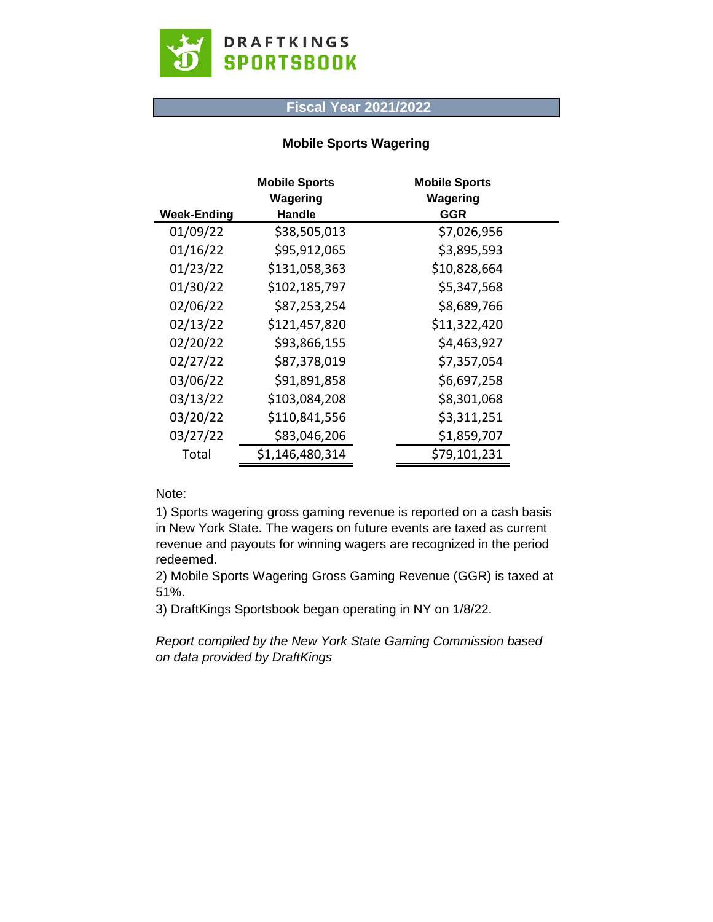DRAFTKINGS
SPORTSBOOK

## Fiscal Year 2021/2022

### Mobile Sports Wagering

| Week-Ending | Mobile Sports Wagering Handle | Mobile Sports Wagering GGR |
|---|---|---|
| 01/09/22 | $38,505,013 | $7,026,956 |
| 01/16/22 | $95,912,065 | $3,895,593 |
| 01/23/22 | $131,058,363 | $10,828,664 |
| 01/30/22 | $102,185,797 | $5,347,568 |
| 02/06/22 | $87,253,254 | $8,689,766 |
| 02/13/22 | $121,457,820 | $11,322,420 |
| 02/20/22 | $93,866,155 | $4,463,927 |
| 02/27/22 | $87,378,019 | $7,357,054 |
| 03/06/22 | $91,891,858 | $6,697,258 |
| 03/13/22 | $103,084,208 | $8,301,068 |
| 03/20/22 | $110,841,556 | $3,311,251 |
| 03/27/22 | $83,046,206 | $1,859,707 |
| Total | $1,146,480,314 | $79,101,231 |

Note:

1) Sports wagering gross gaming revenue is reported on a cash basis in New York State. The wagers on future events are taxed as current revenue and payouts for winning wagers are recognized in the period redeemed.

2) Mobile Sports Wagering Gross Gaming Revenue (GGR) is taxed at 51%.

3) DraftKings Sportsbook began operating in NY on 1/8/22.

*Report compiled by the New York State Gaming Commission based on data provided by DraftKings*